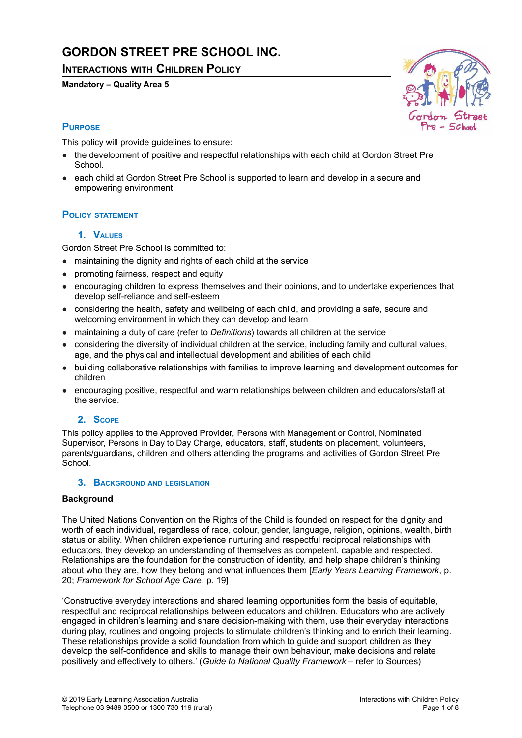# GORDON STREET PRE SCHOOL INC.

## INTERACTIONS WITH CHILDREN POLICY

**Mandatory – Quality Area 5**

## PURPOSE

This policy will provide guidelines to ensure:

- the development of positive and respectful relationships with each child at Gordon Street Pre School.
- each child at Gordon Street Pre School is supported to learn and develop in a secure and empowering environment.

## POLICY STATEMENT

### 1. VALUES

Gordon Street Pre School is committed to:

- maintaining the dignity and rights of each child at the service
- promoting fairness, respect and equity
- encouraging children to express themselves and their opinions, and to undertake experiences that develop self-reliance and self-esteem
- considering the health, safety and wellbeing of each child, and providing a safe, secure and welcoming environment in which they can develop and learn
- maintaining a duty of care (refer to *Definitions*) towards all children at the service
- considering the diversity of individual children at the service, including family and cultural values, age, and the physical and intellectual development and abilities of each child
- building collaborative relationships with families to improve learning and development outcomes for children
- encouraging positive, respectful and warm relationships between children and educators/staff at the service.

### 2. SCOPE

This policy applies to the Approved Provider, Persons with Management or Control, Nominated Supervisor, Persons in Day to Day Charge, educators, staff, students on placement, volunteers, parents/guardians, children and others attending the programs and activities of Gordon Street Pre School.

### 3. BACKGROUND AND LEGISLATION

**Background**

The United Nations Convention on the Rights of the Child is founded on respect for the dignity and worth of each individual, regardless of race, colour, gender, language, religion, opinions, wealth, birth status or ability. When children experience nurturing and respectful reciprocal relationships with educators, they develop an understanding of themselves as competent, capable and respected. Relationships are the foundation for the construction of identity, and help shape children's thinking about who they are, how they belong and what influences them [*Early Years Learning Framework*, p. 20; *Framework for School Age Care*, p. 19]

'Constructive everyday interactions and shared learning opportunities form the basis of equitable, respectful and reciprocal relationships between educators and children. Educators who are actively engaged in children's learning and share decision-making with them, use their everyday interactions during play, routines and ongoing projects to stimulate children's thinking and to enrich their learning. These relationships provide a solid foundation from which to guide and support children as they develop the self-confidence and skills to manage their own behaviour, make decisions and relate positively and effectively to others.' (*Guide to National Quality Framework* – refer to Sources)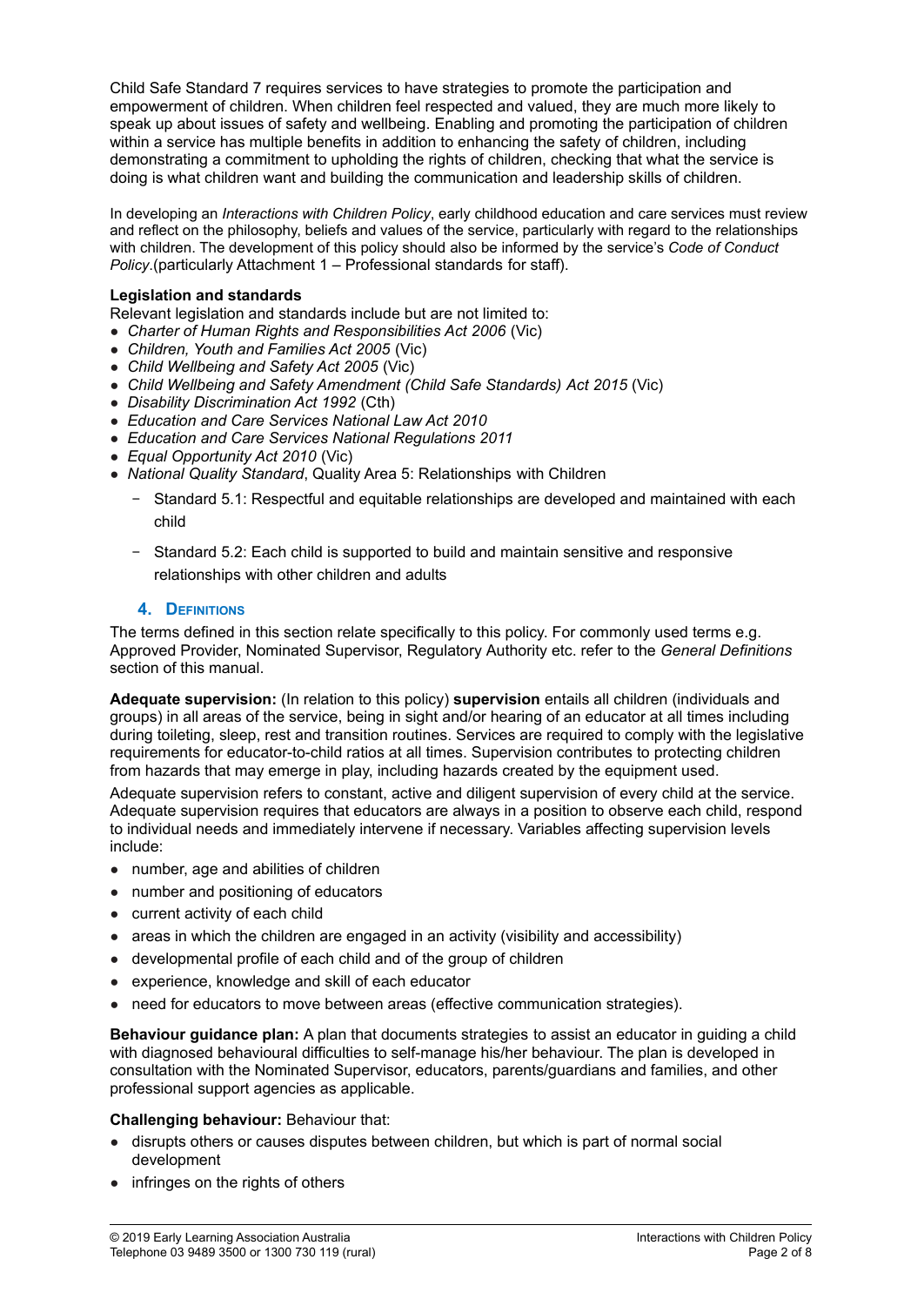Child Safe Standard 7 requires services to have strategies to promote the participation and empowerment of children. When children feel respected and valued, they are much more likely to speak up about issues of safety and wellbeing. Enabling and promoting the participation of children within a service has multiple benefits in addition to enhancing the safety of children, including demonstrating a commitment to upholding the rights of children, checking that what the service is doing is what children want and building the communication and leadership skills of children.

In developing an *Interactions with Children Policy*, early childhood education and care services must review and reflect on the philosophy, beliefs and values of the service, particularly with regard to the relationships with children. The development of this policy should also be informed by the service's *Code of Conduct Policy*.(particularly Attachment 1 – Professional standards for staff).

**Legislation and standards**

Relevant legislation and standards include but are not limited to:

- *Charter of Human Rights and Responsibilities Act 2006* (Vic)
- *Children, Youth and Families Act 2005* (Vic)
- *Child Wellbeing and Safety Act 2005* (Vic)
- *Child Wellbeing and Safety Amendment (Child Safe Standards) Act 2015* (Vic)
- *Disability Discrimination Act 1992* (Cth)
- *Education and Care Services National Law Act 2010*
- *Education and Care Services National Regulations 2011*
- *Equal Opportunity Act 2010* (Vic)
- *National Quality Standard*, Quality Area 5: Relationships with Children
  - Standard 5.1: Respectful and equitable relationships are developed and maintained with each child
  - Standard 5.2: Each child is supported to build and maintain sensitive and responsive relationships with other children and adults

## 4. Definitions

The terms defined in this section relate specifically to this policy. For commonly used terms e.g. Approved Provider, Nominated Supervisor, Regulatory Authority etc. refer to the *General Definitions* section of this manual.

**Adequate supervision:** (In relation to this policy) **supervision** entails all children (individuals and groups) in all areas of the service, being in sight and/or hearing of an educator at all times including during toileting, sleep, rest and transition routines. Services are required to comply with the legislative requirements for educator-to-child ratios at all times. Supervision contributes to protecting children from hazards that may emerge in play, including hazards created by the equipment used.

Adequate supervision refers to constant, active and diligent supervision of every child at the service. Adequate supervision requires that educators are always in a position to observe each child, respond to individual needs and immediately intervene if necessary. Variables affecting supervision levels include:

- number, age and abilities of children
- number and positioning of educators
- current activity of each child
- areas in which the children are engaged in an activity (visibility and accessibility)
- developmental profile of each child and of the group of children
- experience, knowledge and skill of each educator
- need for educators to move between areas (effective communication strategies).

**Behaviour guidance plan:** A plan that documents strategies to assist an educator in guiding a child with diagnosed behavioural difficulties to self-manage his/her behaviour. The plan is developed in consultation with the Nominated Supervisor, educators, parents/guardians and families, and other professional support agencies as applicable.

**Challenging behaviour:** Behaviour that:

- disrupts others or causes disputes between children, but which is part of normal social development
- infringes on the rights of others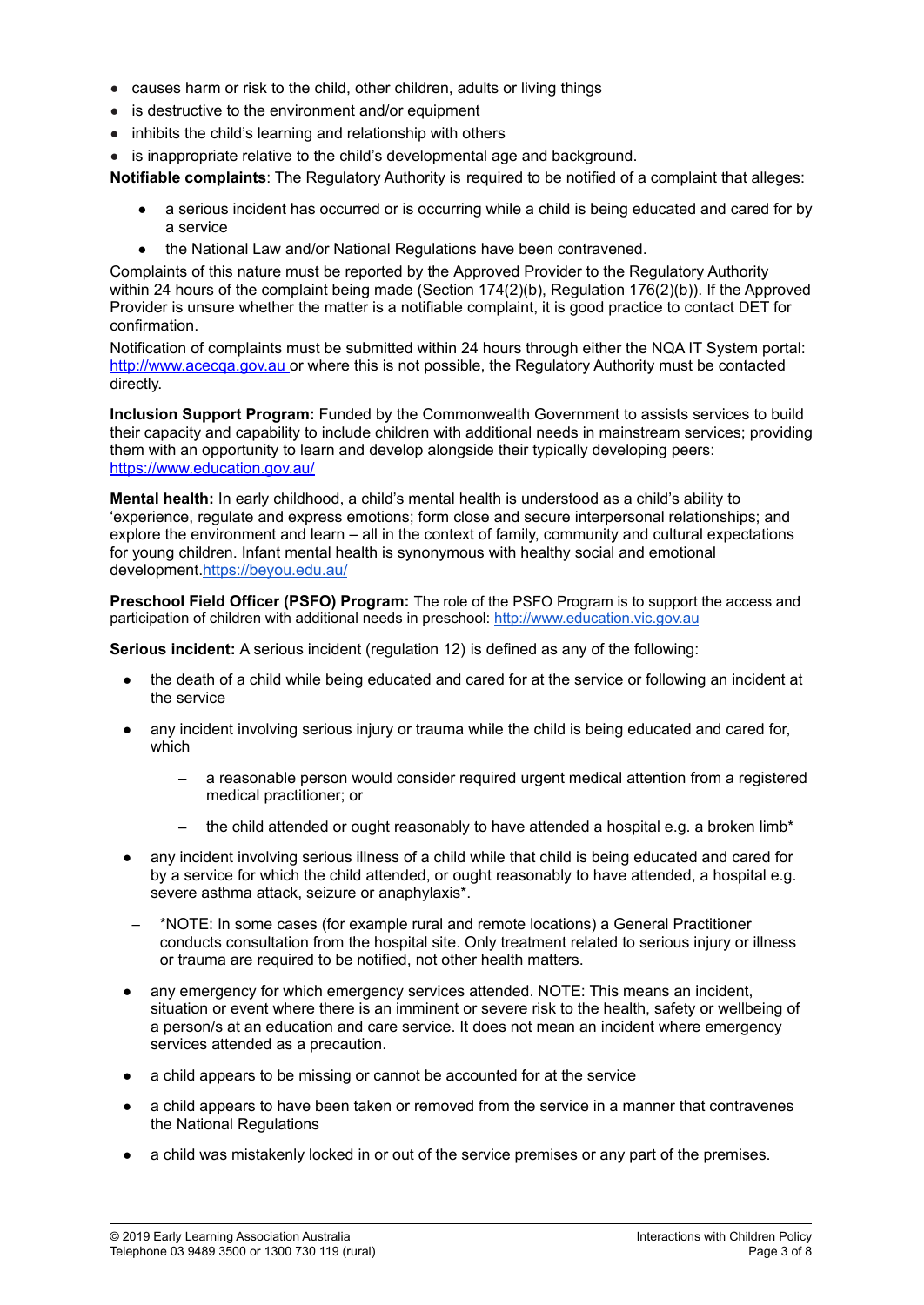- causes harm or risk to the child, other children, adults or living things
- is destructive to the environment and/or equipment
- inhibits the child's learning and relationship with others
- is inappropriate relative to the child's developmental age and background.

**Notifiable complaints**: The Regulatory Authority is required to be notified of a complaint that alleges:

- a serious incident has occurred or is occurring while a child is being educated and cared for by a service
- the National Law and/or National Regulations have been contravened.

Complaints of this nature must be reported by the Approved Provider to the Regulatory Authority within 24 hours of the complaint being made (Section 174(2)(b), Regulation 176(2)(b)). If the Approved Provider is unsure whether the matter is a notifiable complaint, it is good practice to contact DET for confirmation.

Notification of complaints must be submitted within 24 hours through either the NQA IT System portal: [http://www.acecqa.gov.au](http://www.acecqa.gov.au) or where this is not possible, the Regulatory Authority must be contacted directly.

**Inclusion Support Program:** Funded by the Commonwealth Government to assists services to build their capacity and capability to include children with additional needs in mainstream services; providing them with an opportunity to learn and develop alongside their typically developing peers: [https://www.education.gov.au/](https://www.education.gov.au/)

**Mental health:** In early childhood, a child's mental health is understood as a child's ability to 'experience, regulate and express emotions; form close and secure interpersonal relationships; and explore the environment and learn – all in the context of family, community and cultural expectations for young children. Infant mental health is synonymous with healthy social and emotional development.[https://beyou.edu.au/](https://beyou.edu.au/)

**Preschool Field Officer (PSFO) Program:** The role of the PSFO Program is to support the access and participation of children with additional needs in preschool: [http://www.education.vic.gov.au](http://www.education.vic.gov.au)

**Serious incident:** A serious incident (regulation 12) is defined as any of the following:

- the death of a child while being educated and cared for at the service or following an incident at the service
- any incident involving serious injury or trauma while the child is being educated and cared for, which
  - a reasonable person would consider required urgent medical attention from a registered medical practitioner; or
  - the child attended or ought reasonably to have attended a hospital e.g. a broken limb*
- any incident involving serious illness of a child while that child is being educated and cared for by a service for which the child attended, or ought reasonably to have attended, a hospital e.g. severe asthma attack, seizure or anaphylaxis*.
  - *NOTE: In some cases (for example rural and remote locations) a General Practitioner conducts consultation from the hospital site. Only treatment related to serious injury or illness or trauma are required to be notified, not other health matters.
- any emergency for which emergency services attended. NOTE: This means an incident, situation or event where there is an imminent or severe risk to the health, safety or wellbeing of a person/s at an education and care service. It does not mean an incident where emergency services attended as a precaution.
- a child appears to be missing or cannot be accounted for at the service
- a child appears to have been taken or removed from the service in a manner that contravenes the National Regulations
- a child was mistakenly locked in or out of the service premises or any part of the premises.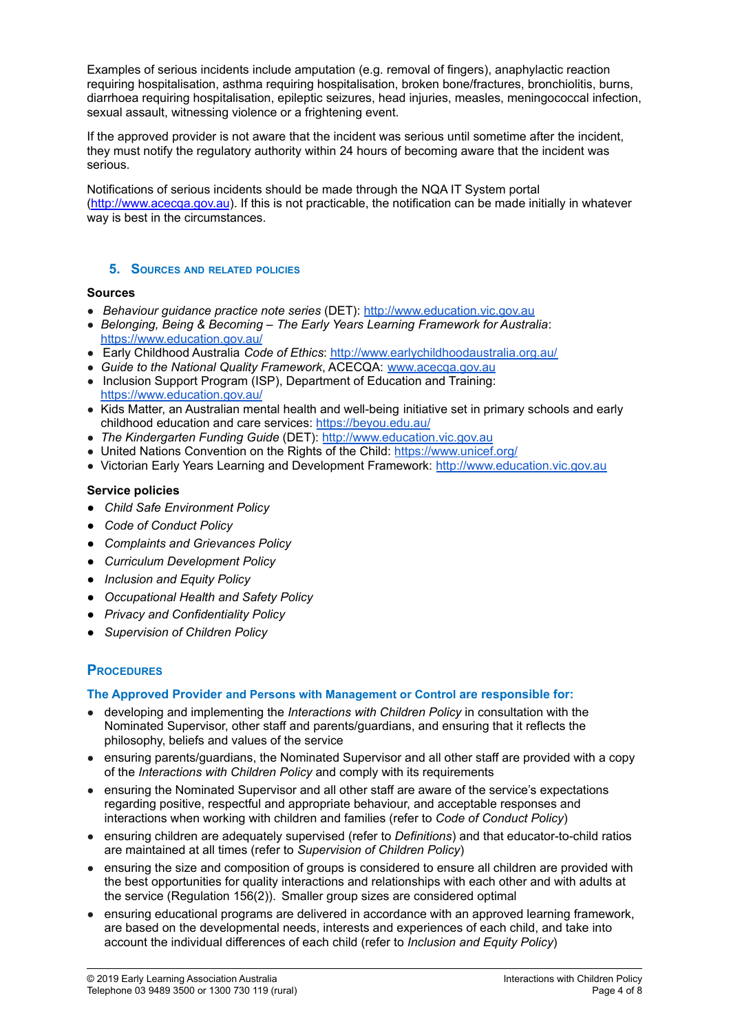Examples of serious incidents include amputation (e.g. removal of fingers), anaphylactic reaction requiring hospitalisation, asthma requiring hospitalisation, broken bone/fractures, bronchiolitis, burns, diarrhoea requiring hospitalisation, epileptic seizures, head injuries, measles, meningococcal infection, sexual assault, witnessing violence or a frightening event.

If the approved provider is not aware that the incident was serious until sometime after the incident, they must notify the regulatory authority within 24 hours of becoming aware that the incident was serious.

Notifications of serious incidents should be made through the NQA IT System portal (http://www.acecqa.gov.au). If this is not practicable, the notification can be made initially in whatever way is best in the circumstances.

## 5. Sources and related policies

**Sources**

- *Behaviour guidance practice note series* (DET): http://www.education.vic.gov.au
- *Belonging, Being & Becoming – The Early Years Learning Framework for Australia*: https://www.education.gov.au/
- Early Childhood Australia *Code of Ethics*: http://www.earlychildhoodaustralia.org.au/
- *Guide to the National Quality Framework*, ACECQA: www.acecqa.gov.au
- Inclusion Support Program (ISP), Department of Education and Training: https://www.education.gov.au/
- Kids Matter, an Australian mental health and well-being initiative set in primary schools and early childhood education and care services: https://beyou.edu.au/
- *The Kindergarten Funding Guide* (DET): http://www.education.vic.gov.au
- United Nations Convention on the Rights of the Child: https://www.unicef.org/
- Victorian Early Years Learning and Development Framework: http://www.education.vic.gov.au

**Service policies**

- *Child Safe Environment Policy*
- *Code of Conduct Policy*
- *Complaints and Grievances Policy*
- *Curriculum Development Policy*
- *Inclusion and Equity Policy*
- *Occupational Health and Safety Policy*
- *Privacy and Confidentiality Policy*
- *Supervision of Children Policy*

## Procedures

### The Approved Provider and Persons with Management or Control are responsible for:

- developing and implementing the *Interactions with Children Policy* in consultation with the Nominated Supervisor, other staff and parents/guardians, and ensuring that it reflects the philosophy, beliefs and values of the service
- ensuring parents/guardians, the Nominated Supervisor and all other staff are provided with a copy of the *Interactions with Children Policy* and comply with its requirements
- ensuring the Nominated Supervisor and all other staff are aware of the service's expectations regarding positive, respectful and appropriate behaviour, and acceptable responses and interactions when working with children and families (refer to *Code of Conduct Policy*)
- ensuring children are adequately supervised (refer to *Definitions*) and that educator-to-child ratios are maintained at all times (refer to *Supervision of Children Policy*)
- ensuring the size and composition of groups is considered to ensure all children are provided with the best opportunities for quality interactions and relationships with each other and with adults at the service (Regulation 156(2)). Smaller group sizes are considered optimal
- ensuring educational programs are delivered in accordance with an approved learning framework, are based on the developmental needs, interests and experiences of each child, and take into account the individual differences of each child (refer to *Inclusion and Equity Policy*)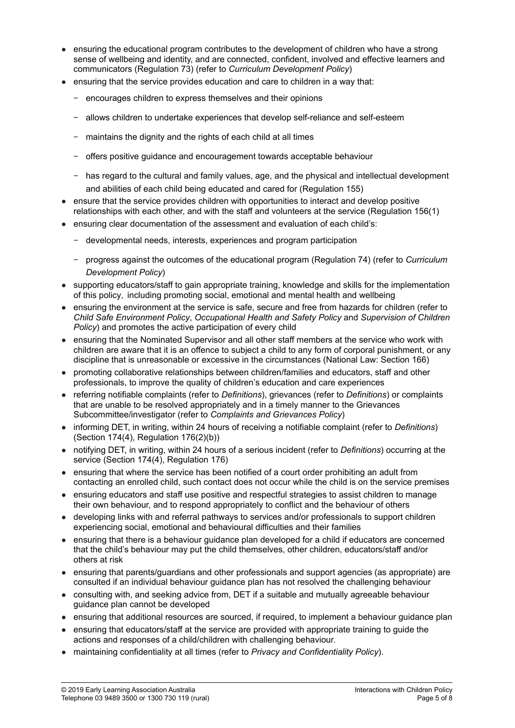- ensuring the educational program contributes to the development of children who have a strong sense of wellbeing and identity, and are connected, confident, involved and effective learners and communicators (Regulation 73) (refer to *Curriculum Development Policy*)
- ensuring that the service provides education and care to children in a way that:
  - encourages children to express themselves and their opinions
  - allows children to undertake experiences that develop self-reliance and self-esteem
  - maintains the dignity and the rights of each child at all times
  - offers positive guidance and encouragement towards acceptable behaviour
  - has regard to the cultural and family values, age, and the physical and intellectual development and abilities of each child being educated and cared for (Regulation 155)
- ensure that the service provides children with opportunities to interact and develop positive relationships with each other, and with the staff and volunteers at the service (Regulation 156(1)
- ensuring clear documentation of the assessment and evaluation of each child's:
  - developmental needs, interests, experiences and program participation
  - progress against the outcomes of the educational program (Regulation 74) (refer to *Curriculum Development Policy*)
- supporting educators/staff to gain appropriate training, knowledge and skills for the implementation of this policy, including promoting social, emotional and mental health and wellbeing
- ensuring the environment at the service is safe, secure and free from hazards for children (refer to *Child Safe Environment Policy*, *Occupational Health and Safety Policy* and *Supervision of Children Policy*) and promotes the active participation of every child
- ensuring that the Nominated Supervisor and all other staff members at the service who work with children are aware that it is an offence to subject a child to any form of corporal punishment, or any discipline that is unreasonable or excessive in the circumstances (National Law: Section 166)
- promoting collaborative relationships between children/families and educators, staff and other professionals, to improve the quality of children's education and care experiences
- referring notifiable complaints (refer to *Definitions*), grievances (refer to *Definitions*) or complaints that are unable to be resolved appropriately and in a timely manner to the Grievances Subcommittee/investigator (refer to *Complaints and Grievances Policy*)
- informing DET, in writing, within 24 hours of receiving a notifiable complaint (refer to *Definitions*) (Section 174(4), Regulation 176(2)(b))
- notifying DET, in writing, within 24 hours of a serious incident (refer to *Definitions*) occurring at the service (Section 174(4), Regulation 176)
- ensuring that where the service has been notified of a court order prohibiting an adult from contacting an enrolled child, such contact does not occur while the child is on the service premises
- ensuring educators and staff use positive and respectful strategies to assist children to manage their own behaviour, and to respond appropriately to conflict and the behaviour of others
- developing links with and referral pathways to services and/or professionals to support children experiencing social, emotional and behavioural difficulties and their families
- ensuring that there is a behaviour guidance plan developed for a child if educators are concerned that the child's behaviour may put the child themselves, other children, educators/staff and/or others at risk
- ensuring that parents/guardians and other professionals and support agencies (as appropriate) are consulted if an individual behaviour guidance plan has not resolved the challenging behaviour
- consulting with, and seeking advice from, DET if a suitable and mutually agreeable behaviour guidance plan cannot be developed
- ensuring that additional resources are sourced, if required, to implement a behaviour guidance plan
- ensuring that educators/staff at the service are provided with appropriate training to guide the actions and responses of a child/children with challenging behaviour.
- maintaining confidentiality at all times (refer to *Privacy and Confidentiality Policy*).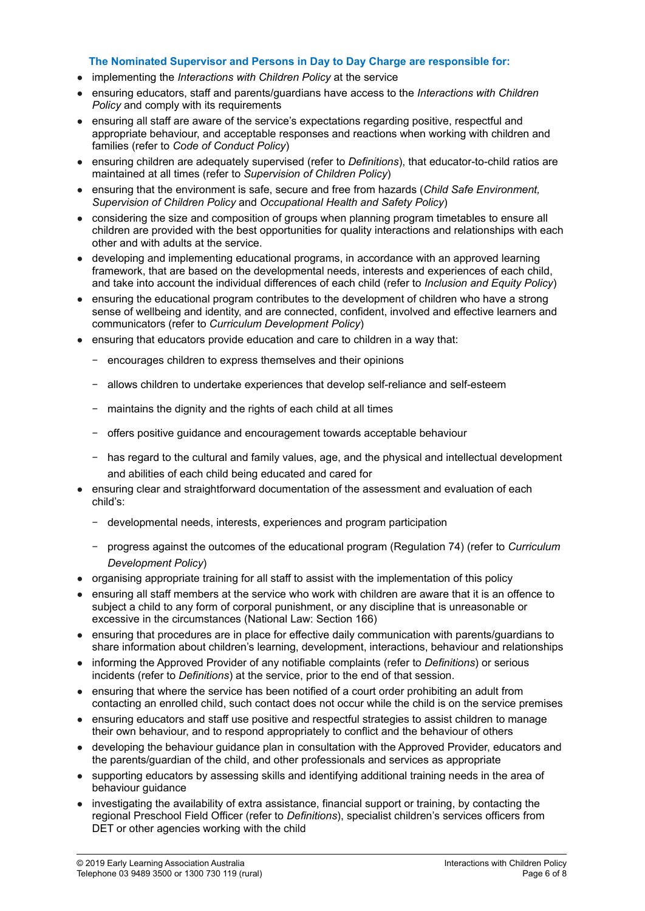**The Nominated Supervisor and Persons in Day to Day Charge are responsible for:**

- implementing the *Interactions with Children Policy* at the service
- ensuring educators, staff and parents/guardians have access to the *Interactions with Children Policy* and comply with its requirements
- ensuring all staff are aware of the service's expectations regarding positive, respectful and appropriate behaviour, and acceptable responses and reactions when working with children and families (refer to *Code of Conduct Policy*)
- ensuring children are adequately supervised (refer to *Definitions*), that educator-to-child ratios are maintained at all times (refer to *Supervision of Children Policy*)
- ensuring that the environment is safe, secure and free from hazards (*Child Safe Environment, Supervision of Children Policy* and *Occupational Health and Safety Policy*)
- considering the size and composition of groups when planning program timetables to ensure all children are provided with the best opportunities for quality interactions and relationships with each other and with adults at the service.
- developing and implementing educational programs, in accordance with an approved learning framework, that are based on the developmental needs, interests and experiences of each child, and take into account the individual differences of each child (refer to *Inclusion and Equity Policy*)
- ensuring the educational program contributes to the development of children who have a strong sense of wellbeing and identity, and are connected, confident, involved and effective learners and communicators (refer to *Curriculum Development Policy*)
- ensuring that educators provide education and care to children in a way that:
  - encourages children to express themselves and their opinions
  - allows children to undertake experiences that develop self-reliance and self-esteem
  - maintains the dignity and the rights of each child at all times
  - offers positive guidance and encouragement towards acceptable behaviour
  - has regard to the cultural and family values, age, and the physical and intellectual development and abilities of each child being educated and cared for
- ensuring clear and straightforward documentation of the assessment and evaluation of each child's:
  - developmental needs, interests, experiences and program participation
  - progress against the outcomes of the educational program (Regulation 74) (refer to *Curriculum Development Policy*)
- organising appropriate training for all staff to assist with the implementation of this policy
- ensuring all staff members at the service who work with children are aware that it is an offence to subject a child to any form of corporal punishment, or any discipline that is unreasonable or excessive in the circumstances (National Law: Section 166)
- ensuring that procedures are in place for effective daily communication with parents/guardians to share information about children's learning, development, interactions, behaviour and relationships
- informing the Approved Provider of any notifiable complaints (refer to *Definitions*) or serious incidents (refer to *Definitions*) at the service, prior to the end of that session.
- ensuring that where the service has been notified of a court order prohibiting an adult from contacting an enrolled child, such contact does not occur while the child is on the service premises
- ensuring educators and staff use positive and respectful strategies to assist children to manage their own behaviour, and to respond appropriately to conflict and the behaviour of others
- developing the behaviour guidance plan in consultation with the Approved Provider, educators and the parents/guardian of the child, and other professionals and services as appropriate
- supporting educators by assessing skills and identifying additional training needs in the area of behaviour guidance
- investigating the availability of extra assistance, financial support or training, by contacting the regional Preschool Field Officer (refer to *Definitions*), specialist children's services officers from DET or other agencies working with the child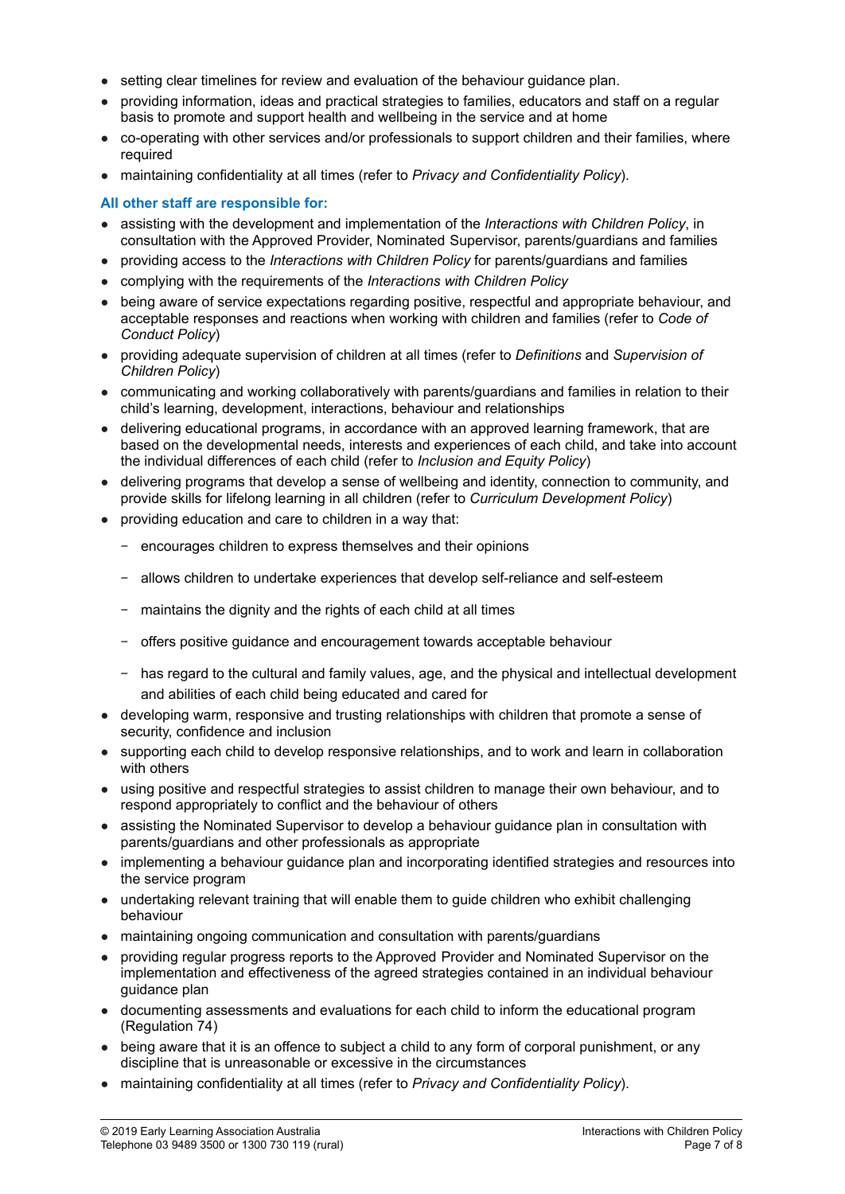- setting clear timelines for review and evaluation of the behaviour guidance plan.
- providing information, ideas and practical strategies to families, educators and staff on a regular basis to promote and support health and wellbeing in the service and at home
- co-operating with other services and/or professionals to support children and their families, where required
- maintaining confidentiality at all times (refer to *Privacy and Confidentiality Policy*).

**All other staff are responsible for:**

- assisting with the development and implementation of the *Interactions with Children Policy*, in consultation with the Approved Provider, Nominated Supervisor, parents/guardians and families
- providing access to the *Interactions with Children Policy* for parents/guardians and families
- complying with the requirements of the *Interactions with Children Policy*
- being aware of service expectations regarding positive, respectful and appropriate behaviour, and acceptable responses and reactions when working with children and families (refer to *Code of Conduct Policy*)
- providing adequate supervision of children at all times (refer to *Definitions* and *Supervision of Children Policy*)
- communicating and working collaboratively with parents/guardians and families in relation to their child's learning, development, interactions, behaviour and relationships
- delivering educational programs, in accordance with an approved learning framework, that are based on the developmental needs, interests and experiences of each child, and take into account the individual differences of each child (refer to *Inclusion and Equity Policy*)
- delivering programs that develop a sense of wellbeing and identity, connection to community, and provide skills for lifelong learning in all children (refer to *Curriculum Development Policy*)
- providing education and care to children in a way that:
  - encourages children to express themselves and their opinions
  - allows children to undertake experiences that develop self-reliance and self-esteem
  - maintains the dignity and the rights of each child at all times
  - offers positive guidance and encouragement towards acceptable behaviour
  - has regard to the cultural and family values, age, and the physical and intellectual development and abilities of each child being educated and cared for
- developing warm, responsive and trusting relationships with children that promote a sense of security, confidence and inclusion
- supporting each child to develop responsive relationships, and to work and learn in collaboration with others
- using positive and respectful strategies to assist children to manage their own behaviour, and to respond appropriately to conflict and the behaviour of others
- assisting the Nominated Supervisor to develop a behaviour guidance plan in consultation with parents/guardians and other professionals as appropriate
- implementing a behaviour guidance plan and incorporating identified strategies and resources into the service program
- undertaking relevant training that will enable them to guide children who exhibit challenging behaviour
- maintaining ongoing communication and consultation with parents/guardians
- providing regular progress reports to the Approved Provider and Nominated Supervisor on the implementation and effectiveness of the agreed strategies contained in an individual behaviour guidance plan
- documenting assessments and evaluations for each child to inform the educational program (Regulation 74)
- being aware that it is an offence to subject a child to any form of corporal punishment, or any discipline that is unreasonable or excessive in the circumstances
- maintaining confidentiality at all times (refer to *Privacy and Confidentiality Policy*).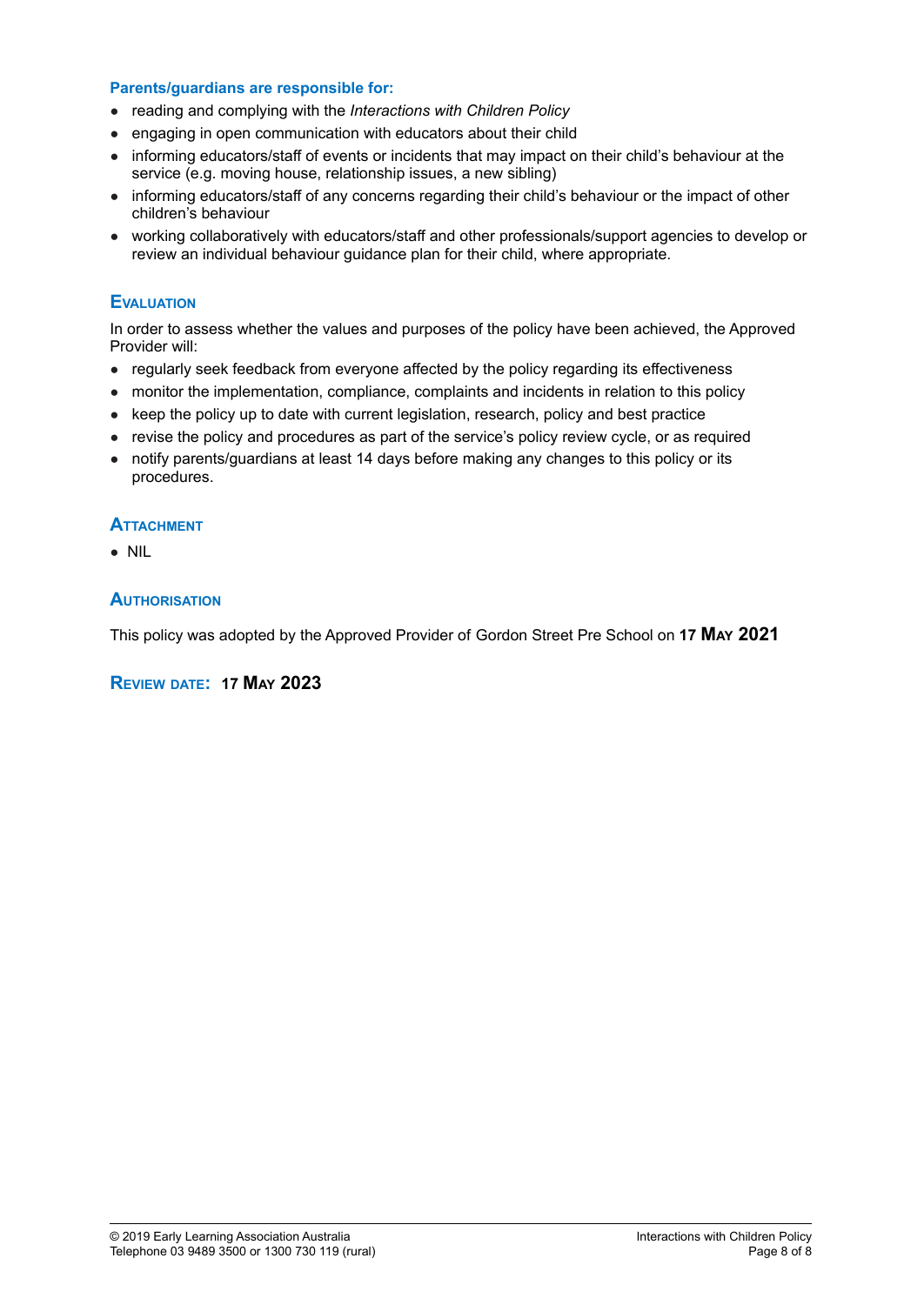**Parents/guardians are responsible for:**

- reading and complying with the *Interactions with Children Policy*
- engaging in open communication with educators about their child
- informing educators/staff of events or incidents that may impact on their child's behaviour at the service (e.g. moving house, relationship issues, a new sibling)
- informing educators/staff of any concerns regarding their child's behaviour or the impact of other children's behaviour
- working collaboratively with educators/staff and other professionals/support agencies to develop or review an individual behaviour guidance plan for their child, where appropriate.

## Evaluation

In order to assess whether the values and purposes of the policy have been achieved, the Approved Provider will:

- regularly seek feedback from everyone affected by the policy regarding its effectiveness
- monitor the implementation, compliance, complaints and incidents in relation to this policy
- keep the policy up to date with current legislation, research, policy and best practice
- revise the policy and procedures as part of the service's policy review cycle, or as required
- notify parents/guardians at least 14 days before making any changes to this policy or its procedures.

## Attachment

- NIL

## Authorisation

This policy was adopted by the Approved Provider of Gordon Street Pre School on **17 May 2021**

## Review date: 17 May 2023